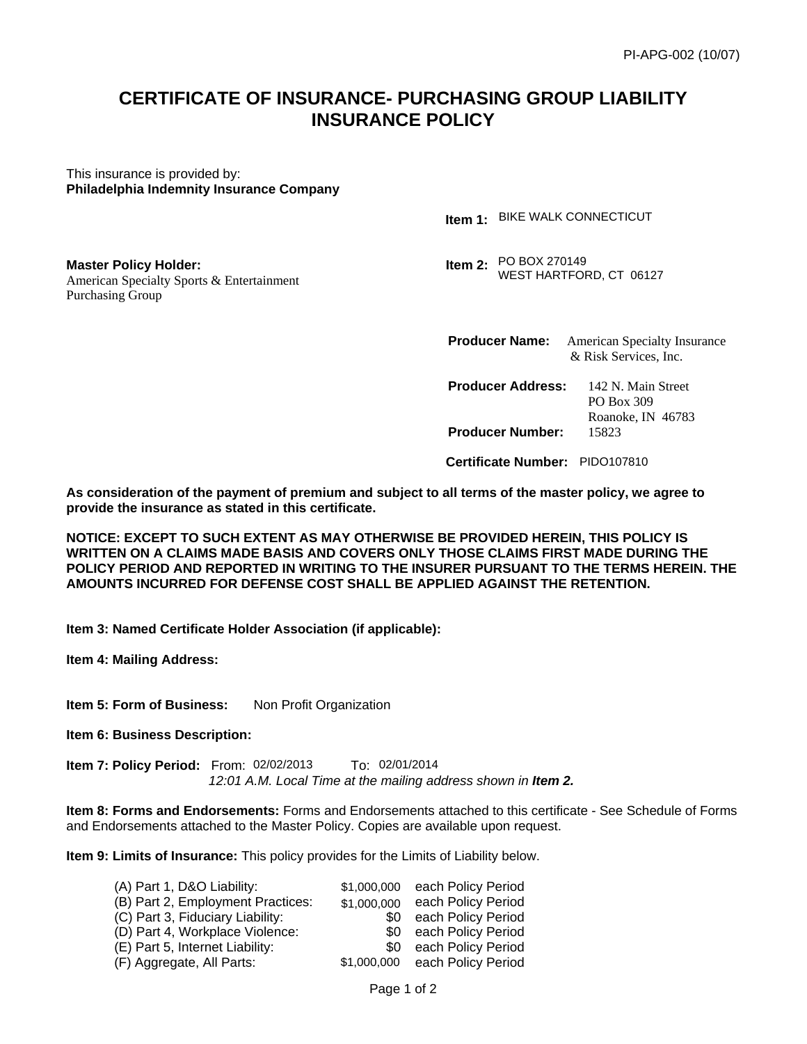PI-APG-002 (10/07)

# CERTIFICATE OF INSURANCE- PURCHASING GROUP LIABILITY INSURANCE POLICY

This insurance is provided by:
**Philadelphia Indemnity Insurance Company**

**Item 1:** BIKE WALK CONNECTICUT

**Master Policy Holder:**
American Specialty Sports & Entertainment Purchasing Group

**Item 2:** PO BOX 270149
WEST HARTFORD, CT 06127

**Producer Name:** American Specialty Insurance & Risk Services, Inc.

**Producer Address:** 142 N. Main Street
PO Box 309
Roanoke, IN 46783

**Producer Number:** 15823

**Certificate Number:** PIDO107810

**As consideration of the payment of premium and subject to all terms of the master policy, we agree to provide the insurance as stated in this certificate.**

**NOTICE: EXCEPT TO SUCH EXTENT AS MAY OTHERWISE BE PROVIDED HEREIN, THIS POLICY IS WRITTEN ON A CLAIMS MADE BASIS AND COVERS ONLY THOSE CLAIMS FIRST MADE DURING THE POLICY PERIOD AND REPORTED IN WRITING TO THE INSURER PURSUANT TO THE TERMS HEREIN. THE AMOUNTS INCURRED FOR DEFENSE COST SHALL BE APPLIED AGAINST THE RETENTION.**

**Item 3: Named Certificate Holder Association (if applicable):**

**Item 4: Mailing Address:**

**Item 5: Form of Business:** Non Profit Organization

**Item 6: Business Description:**

**Item 7: Policy Period:** From: 02/02/2013 To: 02/01/2014
*12:01 A.M. Local Time at the mailing address shown in **Item 2.***

**Item 8: Forms and Endorsements:** Forms and Endorsements attached to this certificate - See Schedule of Forms and Endorsements attached to the Master Policy. Copies are available upon request.

**Item 9: Limits of Insurance:** This policy provides for the Limits of Liability below.

| | | |
|---|---|---|
| (A) Part 1, D&O Liability: | $1,000,000 | each Policy Period |
| (B) Part 2, Employment Practices: | $1,000,000 | each Policy Period |
| (C) Part 3, Fiduciary Liability: | $0 | each Policy Period |
| (D) Part 4, Workplace Violence: | $0 | each Policy Period |
| (E) Part 5, Internet Liability: | $0 | each Policy Period |
| (F) Aggregate, All Parts: | $1,000,000 | each Policy Period |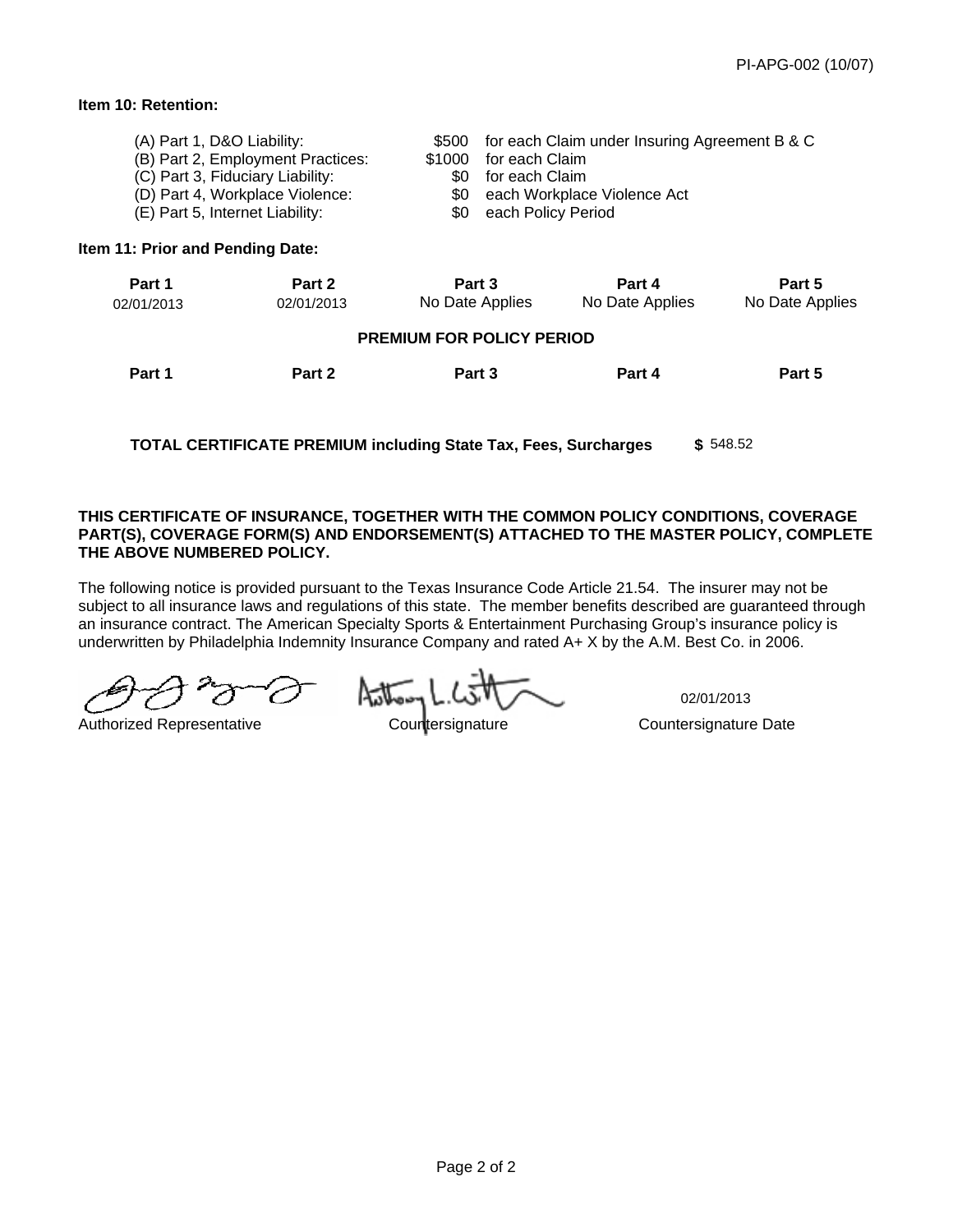PI-APG-002 (10/07)

**Item 10: Retention:**

| | | |
|---|---|---|
| (A) Part 1, D&O Liability: | $500 | for each Claim under Insuring Agreement B & C |
| (B) Part 2, Employment Practices: | $1000 | for each Claim |
| (C) Part 3, Fiduciary Liability: | $0 | for each Claim |
| (D) Part 4, Workplace Violence: | $0 | each Workplace Violence Act |
| (E) Part 5, Internet Liability: | $0 | each Policy Period |

**Item 11: Prior and Pending Date:**

| Part 1 | Part 2 | Part 3 | Part 4 | Part 5 |
|---|---|---|---|---|
| 02/01/2013 | 02/01/2013 | No Date Applies | No Date Applies | No Date Applies |

**PREMIUM FOR POLICY PERIOD**

| Part 1 | Part 2 | Part 3 | Part 4 | Part 5 |
|---|---|---|---|---|
| | | | | |

**TOTAL CERTIFICATE PREMIUM including State Tax, Fees, Surcharges** **$** 548.52

**THIS CERTIFICATE OF INSURANCE, TOGETHER WITH THE COMMON POLICY CONDITIONS, COVERAGE PART(S), COVERAGE FORM(S) AND ENDORSEMENT(S) ATTACHED TO THE MASTER POLICY, COMPLETE THE ABOVE NUMBERED POLICY.**

The following notice is provided pursuant to the Texas Insurance Code Article 21.54. The insurer may not be subject to all insurance laws and regulations of this state. The member benefits described are guaranteed through an insurance contract. The American Specialty Sports & Entertainment Purchasing Group's insurance policy is underwritten by Philadelphia Indemnity Insurance Company and rated A+ X by the A.M. Best Co. in 2006.

| Authorized Representative | Countersignature | Countersignature Date |
|---|---|---|
| | | 02/01/2013 |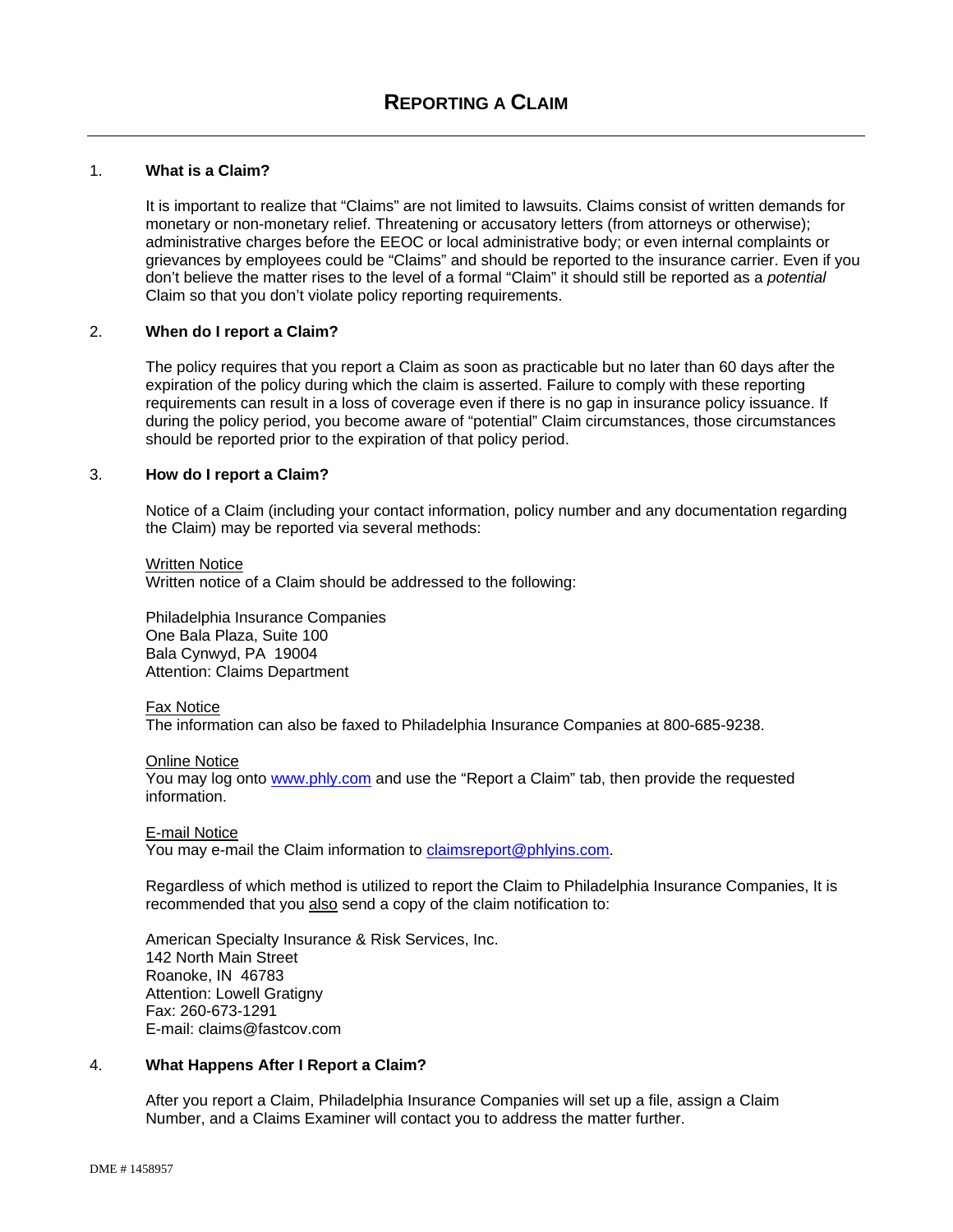# Reporting a Claim

## 1. What is a Claim?

It is important to realize that “Claims” are not limited to lawsuits. Claims consist of written demands for monetary or non-monetary relief. Threatening or accusatory letters (from attorneys or otherwise); administrative charges before the EEOC or local administrative body; or even internal complaints or grievances by employees could be “Claims” and should be reported to the insurance carrier. Even if you don’t believe the matter rises to the level of a formal “Claim” it should still be reported as a *potential* Claim so that you don’t violate policy reporting requirements.

## 2. When do I report a Claim?

The policy requires that you report a Claim as soon as practicable but no later than 60 days after the expiration of the policy during which the claim is asserted. Failure to comply with these reporting requirements can result in a loss of coverage even if there is no gap in insurance policy issuance. If during the policy period, you become aware of “potential” Claim circumstances, those circumstances should be reported prior to the expiration of that policy period.

## 3. How do I report a Claim?

Notice of a Claim (including your contact information, policy number and any documentation regarding the Claim) may be reported via several methods:

<u>Written Notice</u>
Written notice of a Claim should be addressed to the following:

Philadelphia Insurance Companies
One Bala Plaza, Suite 100
Bala Cynwyd, PA 19004
Attention: Claims Department

<u>Fax Notice</u>
The information can also be faxed to Philadelphia Insurance Companies at 800-685-9238.

<u>Online Notice</u>
You may log onto [www.phly.com](http://www.phly.com) and use the “Report a Claim” tab, then provide the requested information.

<u>E-mail Notice</u>
You may e-mail the Claim information to [claimsreport@phlyins.com](mailto:claimsreport@phlyins.com).

Regardless of which method is utilized to report the Claim to Philadelphia Insurance Companies, It is recommended that you <u>also</u> send a copy of the claim notification to:

American Specialty Insurance & Risk Services, Inc.
142 North Main Street
Roanoke, IN 46783
Attention: Lowell Gratigny
Fax: 260-673-1291
E-mail: claims@fastcov.com

## 4. What Happens After I Report a Claim?

After you report a Claim, Philadelphia Insurance Companies will set up a file, assign a Claim Number, and a Claims Examiner will contact you to address the matter further.

DME # 1458957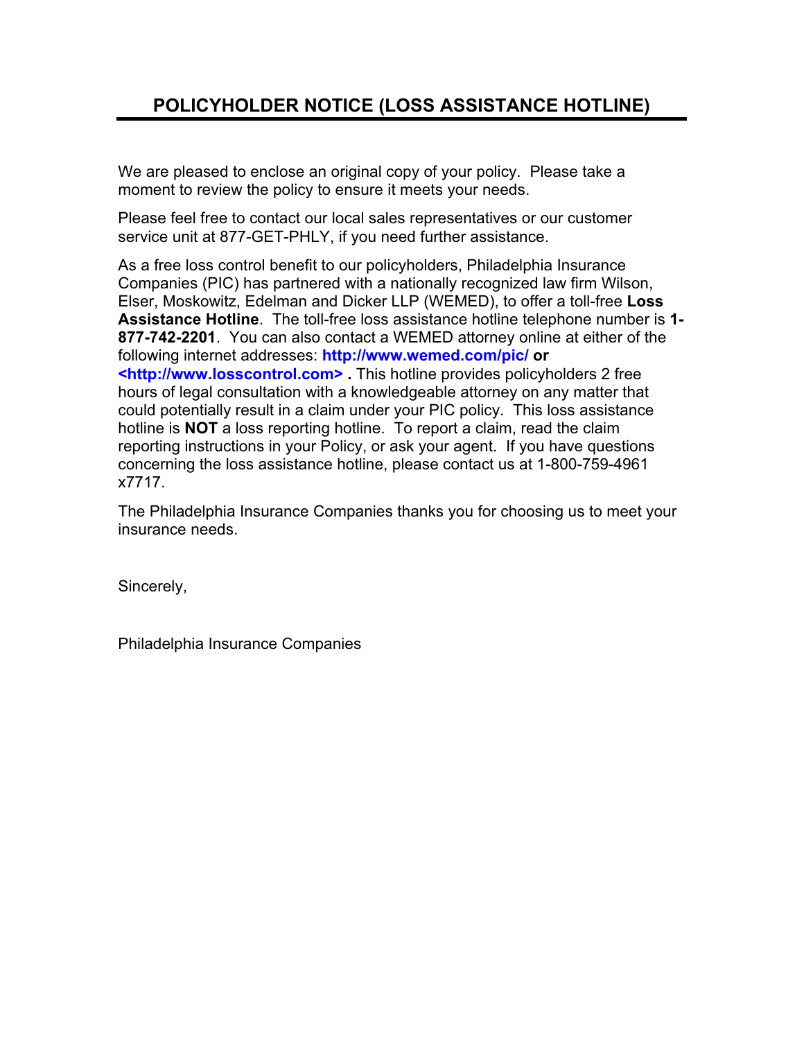## POLICYHOLDER NOTICE (LOSS ASSISTANCE HOTLINE)

We are pleased to enclose an original copy of your policy. Please take a moment to review the policy to ensure it meets your needs.

Please feel free to contact our local sales representatives or our customer service unit at 877-GET-PHLY, if you need further assistance.

As a free loss control benefit to our policyholders, Philadelphia Insurance Companies (PIC) has partnered with a nationally recognized law firm Wilson, Elser, Moskowitz, Edelman and Dicker LLP (WEMED), to offer a toll-free **Loss Assistance Hotline**. The toll-free loss assistance hotline telephone number is **1-877-742-2201**. You can also contact a WEMED attorney online at either of the following internet addresses: **http://www.wemed.com/pic/ or <http://www.losscontrol.com> .** This hotline provides policyholders 2 free hours of legal consultation with a knowledgeable attorney on any matter that could potentially result in a claim under your PIC policy. This loss assistance hotline is **NOT** a loss reporting hotline. To report a claim, read the claim reporting instructions in your Policy, or ask your agent. If you have questions concerning the loss assistance hotline, please contact us at 1-800-759-4961 x7717.

The Philadelphia Insurance Companies thanks you for choosing us to meet your insurance needs.

Sincerely,

Philadelphia Insurance Companies